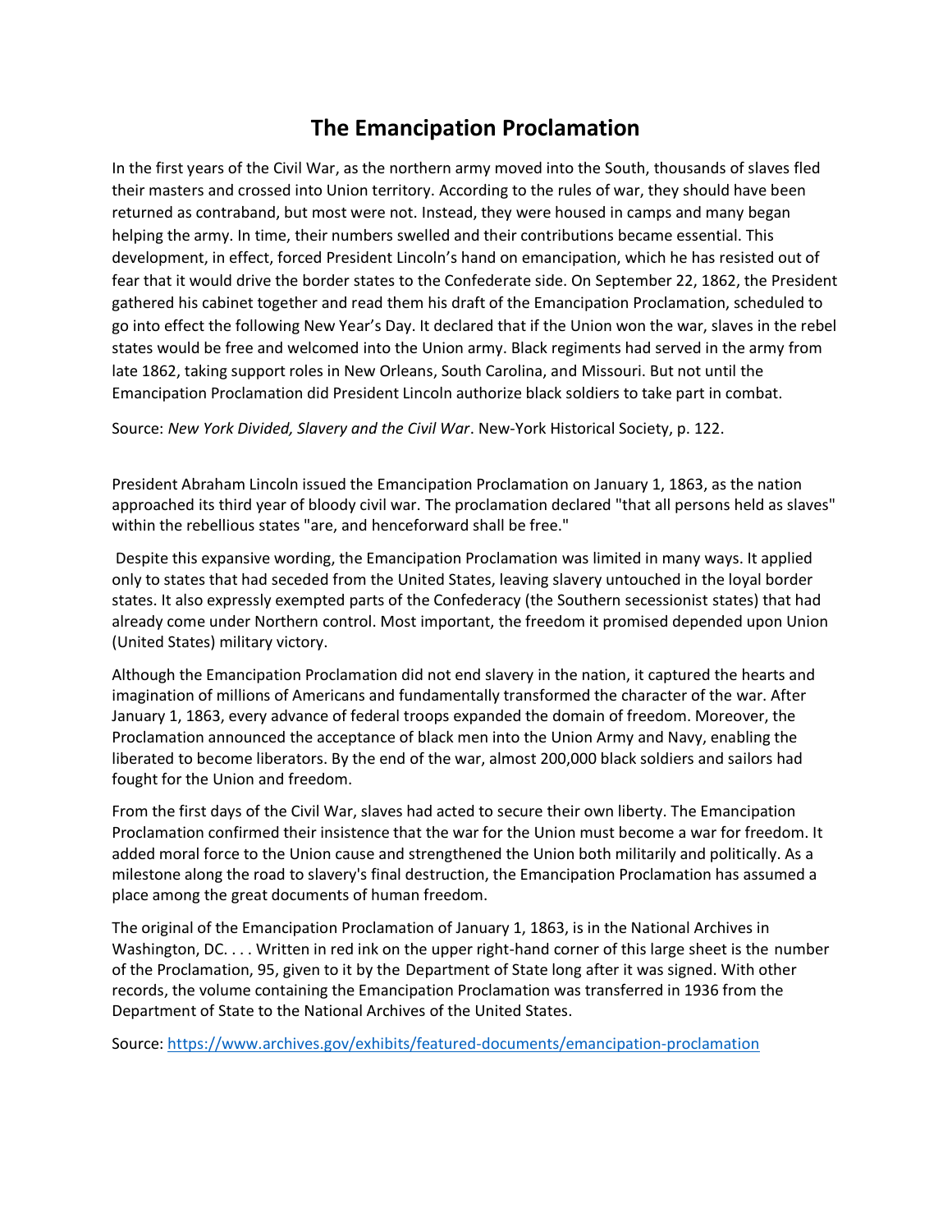# The Emancipation Proclamation

In the first years of the Civil War, as the northern army moved into the South, thousands of slaves fled their masters and crossed into Union territory. According to the rules of war, they should have been returned as contraband, but most were not. Instead, they were housed in camps and many began helping the army. In time, their numbers swelled and their contributions became essential. This development, in effect, forced President Lincoln's hand on emancipation, which he has resisted out of fear that it would drive the border states to the Confederate side. On September 22, 1862, the President gathered his cabinet together and read them his draft of the Emancipation Proclamation, scheduled to go into effect the following New Year's Day. It declared that if the Union won the war, slaves in the rebel states would be free and welcomed into the Union army. Black regiments had served in the army from late 1862, taking support roles in New Orleans, South Carolina, and Missouri. But not until the Emancipation Proclamation did President Lincoln authorize black soldiers to take part in combat.

Source: *New York Divided, Slavery and the Civil War*. New-York Historical Society, p. 122.

President Abraham Lincoln issued the Emancipation Proclamation on January 1, 1863, as the nation approached its third year of bloody civil war. The proclamation declared "that all persons held as slaves" within the rebellious states "are, and henceforward shall be free."

Despite this expansive wording, the Emancipation Proclamation was limited in many ways. It applied only to states that had seceded from the United States, leaving slavery untouched in the loyal border states. It also expressly exempted parts of the Confederacy (the Southern secessionist states) that had already come under Northern control. Most important, the freedom it promised depended upon Union (United States) military victory.

Although the Emancipation Proclamation did not end slavery in the nation, it captured the hearts and imagination of millions of Americans and fundamentally transformed the character of the war. After January 1, 1863, every advance of federal troops expanded the domain of freedom. Moreover, the Proclamation announced the acceptance of black men into the Union Army and Navy, enabling the liberated to become liberators. By the end of the war, almost 200,000 black soldiers and sailors had fought for the Union and freedom.

From the first days of the Civil War, slaves had acted to secure their own liberty. The Emancipation Proclamation confirmed their insistence that the war for the Union must become a war for freedom. It added moral force to the Union cause and strengthened the Union both militarily and politically. As a milestone along the road to slavery's final destruction, the Emancipation Proclamation has assumed a place among the great documents of human freedom.

The original of the Emancipation Proclamation of January 1, 1863, is in the National Archives in Washington, DC. . . . Written in red ink on the upper right-hand corner of this large sheet is the number of the Proclamation, 95, given to it by the Department of State long after it was signed. With other records, the volume containing the Emancipation Proclamation was transferred in 1936 from the Department of State to the National Archives of the United States.

Source: [https://www.archives.gov/exhibits/featured-documents/emancipation-proclamation](https://www.archives.gov/exhibits/featured-documents/emancipation-proclamation)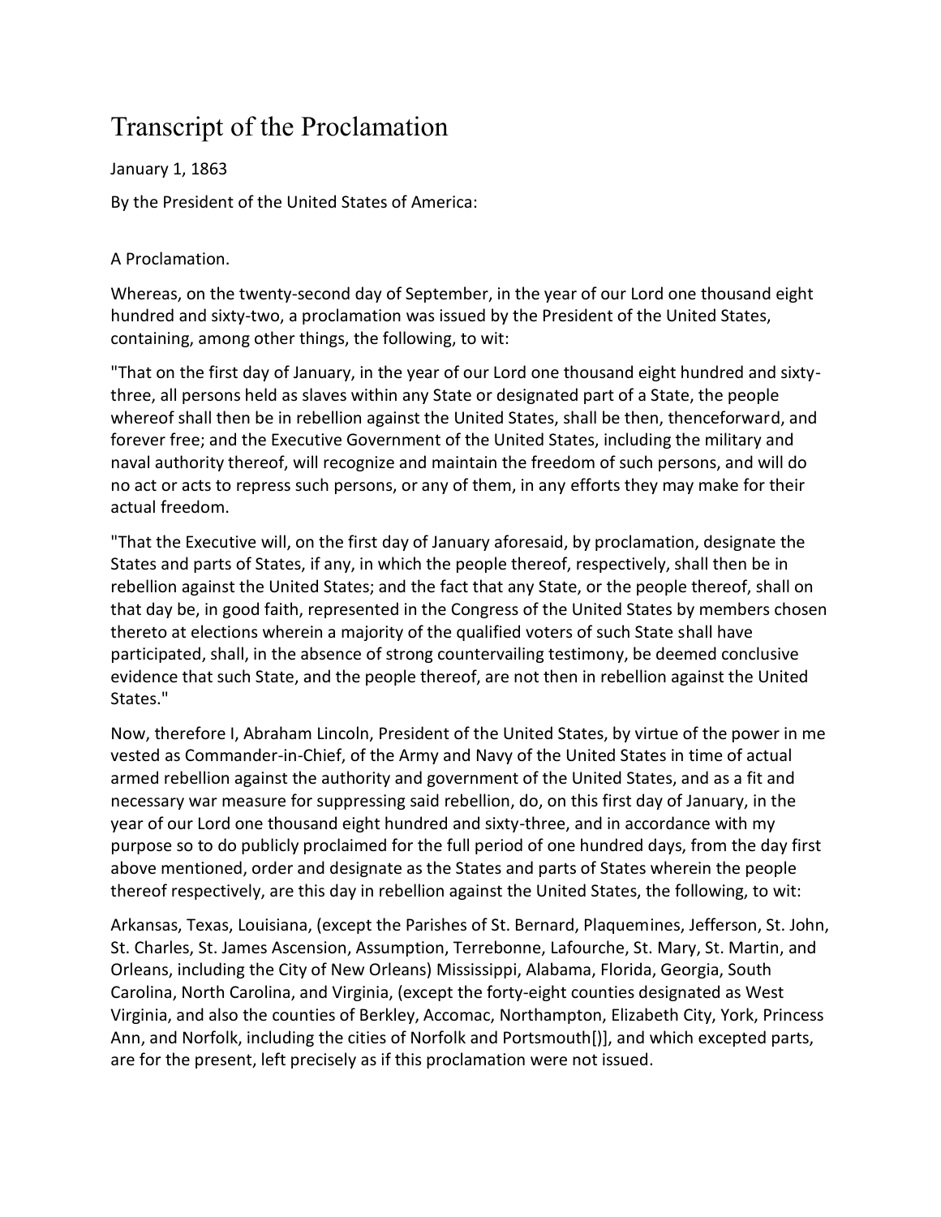# Transcript of the Proclamation

January 1, 1863

By the President of the United States of America:

A Proclamation.

Whereas, on the twenty-second day of September, in the year of our Lord one thousand eight hundred and sixty-two, a proclamation was issued by the President of the United States, containing, among other things, the following, to wit:

"That on the first day of January, in the year of our Lord one thousand eight hundred and sixty-three, all persons held as slaves within any State or designated part of a State, the people whereof shall then be in rebellion against the United States, shall be then, thenceforward, and forever free; and the Executive Government of the United States, including the military and naval authority thereof, will recognize and maintain the freedom of such persons, and will do no act or acts to repress such persons, or any of them, in any efforts they may make for their actual freedom.

"That the Executive will, on the first day of January aforesaid, by proclamation, designate the States and parts of States, if any, in which the people thereof, respectively, shall then be in rebellion against the United States; and the fact that any State, or the people thereof, shall on that day be, in good faith, represented in the Congress of the United States by members chosen thereto at elections wherein a majority of the qualified voters of such State shall have participated, shall, in the absence of strong countervailing testimony, be deemed conclusive evidence that such State, and the people thereof, are not then in rebellion against the United States."

Now, therefore I, Abraham Lincoln, President of the United States, by virtue of the power in me vested as Commander-in-Chief, of the Army and Navy of the United States in time of actual armed rebellion against the authority and government of the United States, and as a fit and necessary war measure for suppressing said rebellion, do, on this first day of January, in the year of our Lord one thousand eight hundred and sixty-three, and in accordance with my purpose so to do publicly proclaimed for the full period of one hundred days, from the day first above mentioned, order and designate as the States and parts of States wherein the people thereof respectively, are this day in rebellion against the United States, the following, to wit:

Arkansas, Texas, Louisiana, (except the Parishes of St. Bernard, Plaquemines, Jefferson, St. John, St. Charles, St. James Ascension, Assumption, Terrebonne, Lafourche, St. Mary, St. Martin, and Orleans, including the City of New Orleans) Mississippi, Alabama, Florida, Georgia, South Carolina, North Carolina, and Virginia, (except the forty-eight counties designated as West Virginia, and also the counties of Berkley, Accomac, Northampton, Elizabeth City, York, Princess Ann, and Norfolk, including the cities of Norfolk and Portsmouth[)], and which excepted parts, are for the present, left precisely as if this proclamation were not issued.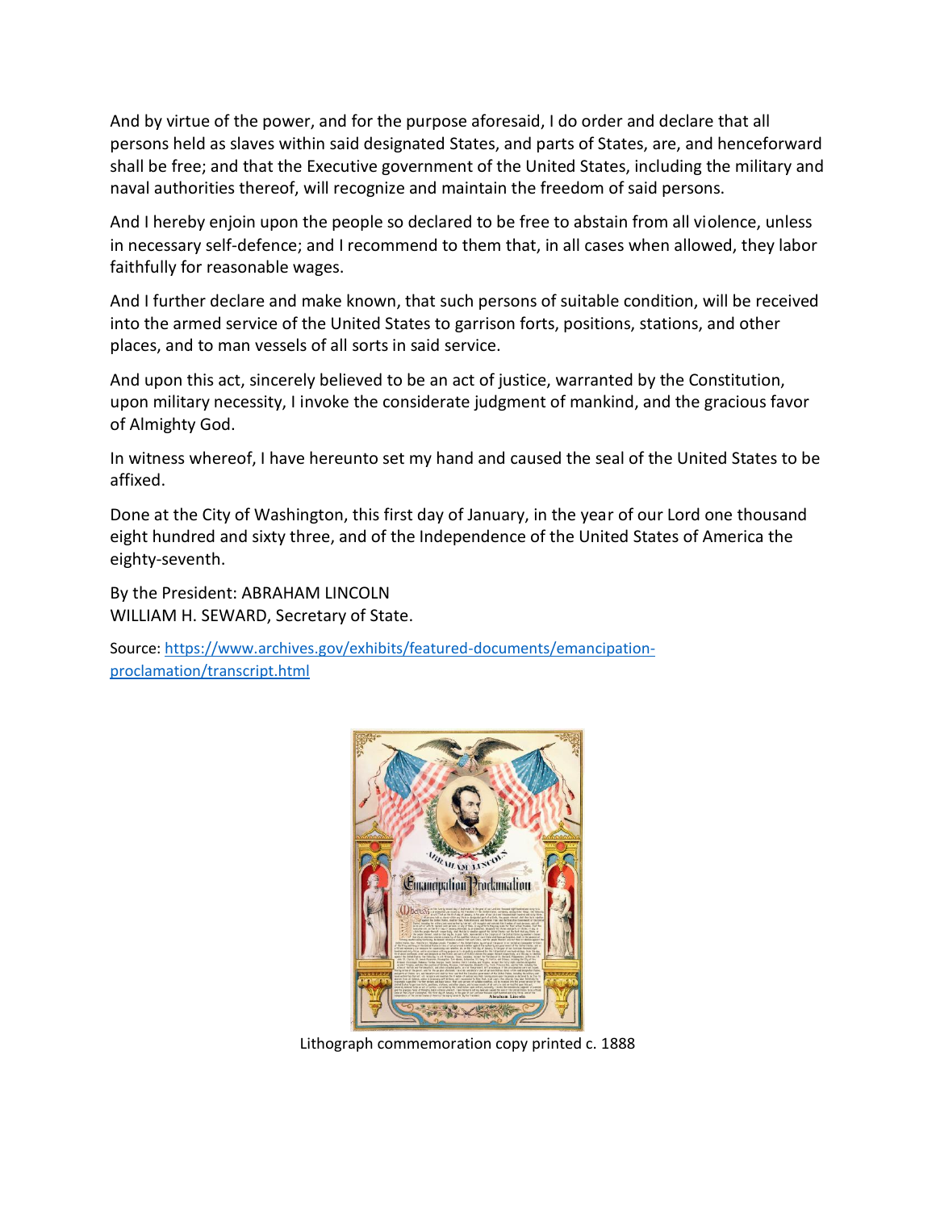And by virtue of the power, and for the purpose aforesaid, I do order and declare that all persons held as slaves within said designated States, and parts of States, are, and henceforward shall be free; and that the Executive government of the United States, including the military and naval authorities thereof, will recognize and maintain the freedom of said persons.

And I hereby enjoin upon the people so declared to be free to abstain from all violence, unless in necessary self-defence; and I recommend to them that, in all cases when allowed, they labor faithfully for reasonable wages.

And I further declare and make known, that such persons of suitable condition, will be received into the armed service of the United States to garrison forts, positions, stations, and other places, and to man vessels of all sorts in said service.

And upon this act, sincerely believed to be an act of justice, warranted by the Constitution, upon military necessity, I invoke the considerate judgment of mankind, and the gracious favor of Almighty God.

In witness whereof, I have hereunto set my hand and caused the seal of the United States to be affixed.

Done at the City of Washington, this first day of January, in the year of our Lord one thousand eight hundred and sixty three, and of the Independence of the United States of America the eighty-seventh.

By the President: ABRAHAM LINCOLN
WILLIAM H. SEWARD, Secretary of State.

Source: [https://www.archives.gov/exhibits/featured-documents/emancipation-proclamation/transcript.html](https://www.archives.gov/exhibits/featured-documents/emancipation-proclamation/transcript.html)

Lithograph commemoration copy printed c. 1888